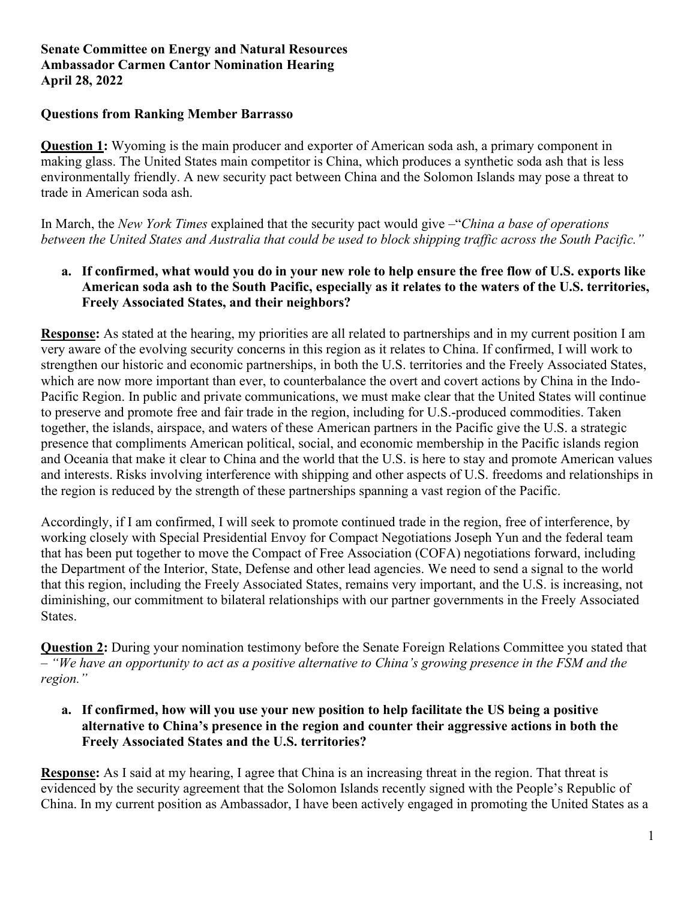**Senate Committee on Energy and Natural Resources**
**Ambassador Carmen Cantor Nomination Hearing**
**April 28, 2022**

**Questions from Ranking Member Barrasso**

**<u>Question 1</u>:** Wyoming is the main producer and exporter of American soda ash, a primary component in making glass. The United States main competitor is China, which produces a synthetic soda ash that is less environmentally friendly. A new security pact between China and the Solomon Islands may pose a threat to trade in American soda ash.

In March, the *New York Times* explained that the security pact would give –"*China a base of operations between the United States and Australia that could be used to block shipping traffic across the South Pacific."*

**a. If confirmed, what would you do in your new role to help ensure the free flow of U.S. exports like American soda ash to the South Pacific, especially as it relates to the waters of the U.S. territories, Freely Associated States, and their neighbors?**

**<u>Response</u>:** As stated at the hearing, my priorities are all related to partnerships and in my current position I am very aware of the evolving security concerns in this region as it relates to China. If confirmed, I will work to strengthen our historic and economic partnerships, in both the U.S. territories and the Freely Associated States, which are now more important than ever, to counterbalance the overt and covert actions by China in the Indo-Pacific Region. In public and private communications, we must make clear that the United States will continue to preserve and promote free and fair trade in the region, including for U.S.-produced commodities. Taken together, the islands, airspace, and waters of these American partners in the Pacific give the U.S. a strategic presence that compliments American political, social, and economic membership in the Pacific islands region and Oceania that make it clear to China and the world that the U.S. is here to stay and promote American values and interests. Risks involving interference with shipping and other aspects of U.S. freedoms and relationships in the region is reduced by the strength of these partnerships spanning a vast region of the Pacific.

Accordingly, if I am confirmed, I will seek to promote continued trade in the region, free of interference, by working closely with Special Presidential Envoy for Compact Negotiations Joseph Yun and the federal team that has been put together to move the Compact of Free Association (COFA) negotiations forward, including the Department of the Interior, State, Defense and other lead agencies. We need to send a signal to the world that this region, including the Freely Associated States, remains very important, and the U.S. is increasing, not diminishing, our commitment to bilateral relationships with our partner governments in the Freely Associated States.

**<u>Question 2</u>:** During your nomination testimony before the Senate Foreign Relations Committee you stated that – *"We have an opportunity to act as a positive alternative to China's growing presence in the FSM and the region."*

**a. If confirmed, how will you use your new position to help facilitate the US being a positive alternative to China's presence in the region and counter their aggressive actions in both the Freely Associated States and the U.S. territories?**

**<u>Response</u>:** As I said at my hearing, I agree that China is an increasing threat in the region. That threat is evidenced by the security agreement that the Solomon Islands recently signed with the People's Republic of China. In my current position as Ambassador, I have been actively engaged in promoting the United States as a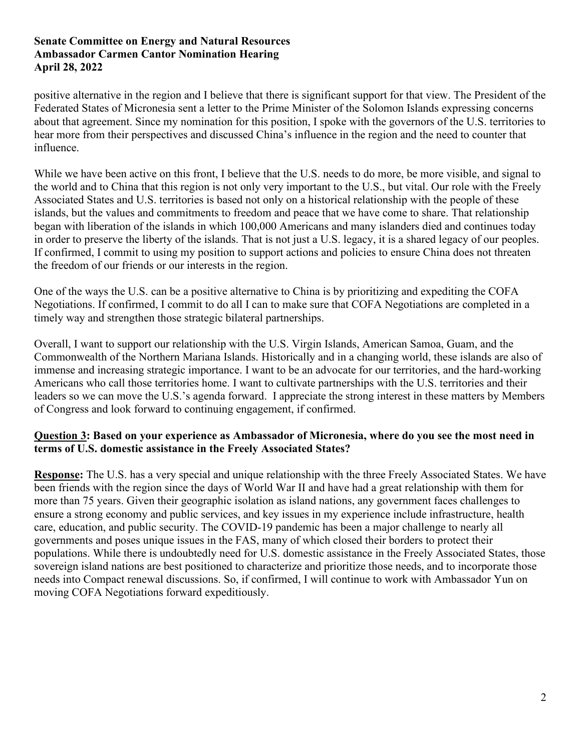positive alternative in the region and I believe that there is significant support for that view. The President of the Federated States of Micronesia sent a letter to the Prime Minister of the Solomon Islands expressing concerns about that agreement. Since my nomination for this position, I spoke with the governors of the U.S. territories to hear more from their perspectives and discussed China's influence in the region and the need to counter that influence.

While we have been active on this front, I believe that the U.S. needs to do more, be more visible, and signal to the world and to China that this region is not only very important to the U.S., but vital. Our role with the Freely Associated States and U.S. territories is based not only on a historical relationship with the people of these islands, but the values and commitments to freedom and peace that we have come to share. That relationship began with liberation of the islands in which 100,000 Americans and many islanders died and continues today in order to preserve the liberty of the islands. That is not just a U.S. legacy, it is a shared legacy of our peoples. If confirmed, I commit to using my position to support actions and policies to ensure China does not threaten the freedom of our friends or our interests in the region.

One of the ways the U.S. can be a positive alternative to China is by prioritizing and expediting the COFA Negotiations. If confirmed, I commit to do all I can to make sure that COFA Negotiations are completed in a timely way and strengthen those strategic bilateral partnerships.

Overall, I want to support our relationship with the U.S. Virgin Islands, American Samoa, Guam, and the Commonwealth of the Northern Mariana Islands. Historically and in a changing world, these islands are also of immense and increasing strategic importance. I want to be an advocate for our territories, and the hard-working Americans who call those territories home. I want to cultivate partnerships with the U.S. territories and their leaders so we can move the U.S.'s agenda forward. I appreciate the strong interest in these matters by Members of Congress and look forward to continuing engagement, if confirmed.

**<u>Question 3</u>: Based on your experience as Ambassador of Micronesia, where do you see the most need in terms of U.S. domestic assistance in the Freely Associated States?**

**<u>Response</u>:** The U.S. has a very special and unique relationship with the three Freely Associated States. We have been friends with the region since the days of World War II and have had a great relationship with them for more than 75 years. Given their geographic isolation as island nations, any government faces challenges to ensure a strong economy and public services, and key issues in my experience include infrastructure, health care, education, and public security. The COVID-19 pandemic has been a major challenge to nearly all governments and poses unique issues in the FAS, many of which closed their borders to protect their populations. While there is undoubtedly need for U.S. domestic assistance in the Freely Associated States, those sovereign island nations are best positioned to characterize and prioritize those needs, and to incorporate those needs into Compact renewal discussions. So, if confirmed, I will continue to work with Ambassador Yun on moving COFA Negotiations forward expeditiously.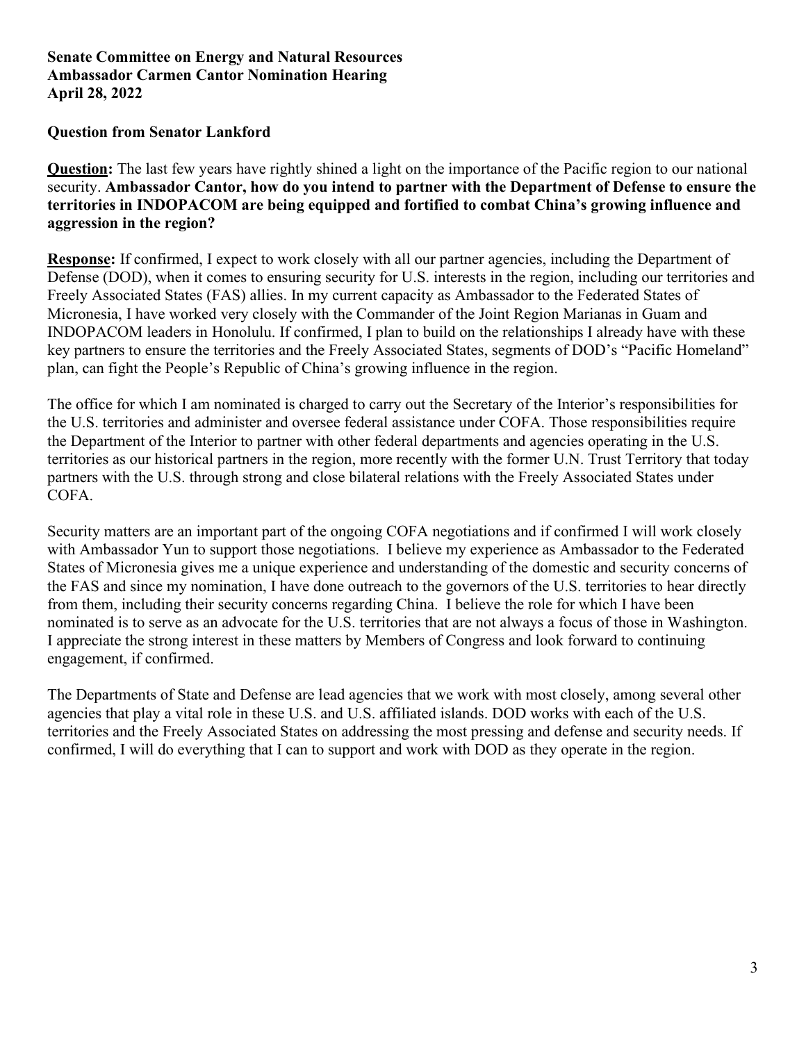**Senate Committee on Energy and Natural Resources**
**Ambassador Carmen Cantor Nomination Hearing**
**April 28, 2022**

**Question from Senator Lankford**

**Question:** The last few years have rightly shined a light on the importance of the Pacific region to our national security. **Ambassador Cantor, how do you intend to partner with the Department of Defense to ensure the territories in INDOPACOM are being equipped and fortified to combat China's growing influence and aggression in the region?**

**Response:** If confirmed, I expect to work closely with all our partner agencies, including the Department of Defense (DOD), when it comes to ensuring security for U.S. interests in the region, including our territories and Freely Associated States (FAS) allies. In my current capacity as Ambassador to the Federated States of Micronesia, I have worked very closely with the Commander of the Joint Region Marianas in Guam and INDOPACOM leaders in Honolulu. If confirmed, I plan to build on the relationships I already have with these key partners to ensure the territories and the Freely Associated States, segments of DOD's "Pacific Homeland" plan, can fight the People's Republic of China's growing influence in the region.

The office for which I am nominated is charged to carry out the Secretary of the Interior's responsibilities for the U.S. territories and administer and oversee federal assistance under COFA. Those responsibilities require the Department of the Interior to partner with other federal departments and agencies operating in the U.S. territories as our historical partners in the region, more recently with the former U.N. Trust Territory that today partners with the U.S. through strong and close bilateral relations with the Freely Associated States under COFA.

Security matters are an important part of the ongoing COFA negotiations and if confirmed I will work closely with Ambassador Yun to support those negotiations. I believe my experience as Ambassador to the Federated States of Micronesia gives me a unique experience and understanding of the domestic and security concerns of the FAS and since my nomination, I have done outreach to the governors of the U.S. territories to hear directly from them, including their security concerns regarding China. I believe the role for which I have been nominated is to serve as an advocate for the U.S. territories that are not always a focus of those in Washington. I appreciate the strong interest in these matters by Members of Congress and look forward to continuing engagement, if confirmed.

The Departments of State and Defense are lead agencies that we work with most closely, among several other agencies that play a vital role in these U.S. and U.S. affiliated islands. DOD works with each of the U.S. territories and the Freely Associated States on addressing the most pressing and defense and security needs. If confirmed, I will do everything that I can to support and work with DOD as they operate in the region.